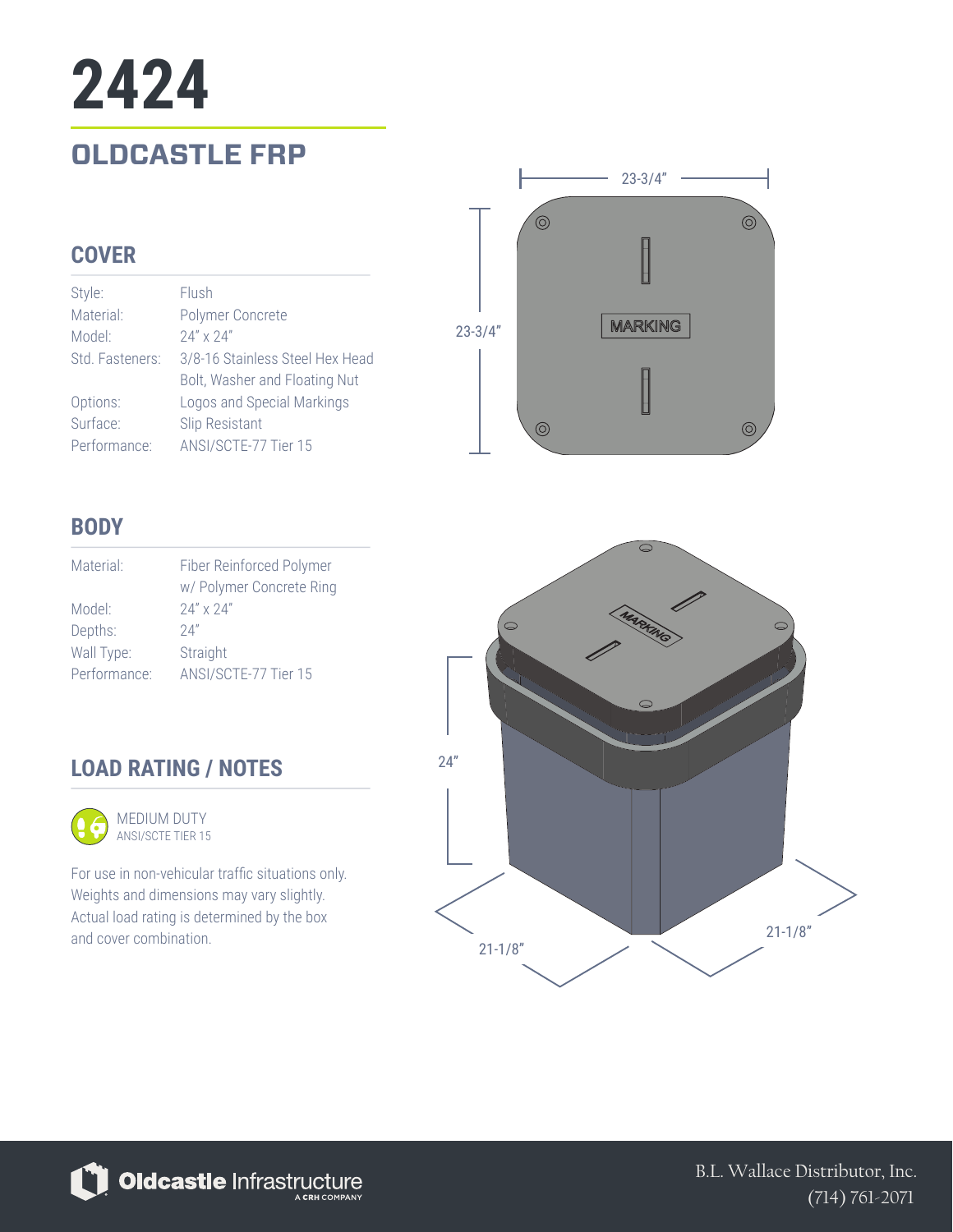# 2424

## OLDCASTLE FRP

### COVER

| | |
|---|---|
| Style: | Flush |
| Material: | Polymer Concrete |
| Model: | 24" x 24" |
| Std. Fasteners: | 3/8-16 Stainless Steel Hex Head Bolt, Washer and Floating Nut |
| Options: | Logos and Special Markings |
| Surface: | Slip Resistant |
| Performance: | ANSI/SCTE-77 Tier 15 |

### BODY

| | |
|---|---|
| Material: | Fiber Reinforced Polymer w/ Polymer Concrete Ring |
| Model: | 24" x 24" |
| Depths: | 24" |
| Wall Type: | Straight |
| Performance: | ANSI/SCTE-77 Tier 15 |

### LOAD RATING / NOTES

MEDIUM DUTY
ANSI/SCTE TIER 15

For use in non-vehicular traffic situations only. Weights and dimensions may vary slightly. Actual load rating is determined by the box and cover combination.

23-3/4"

23-3/4"

MARKING

24"

21-1/8"

21-1/8"

B.L. Wallace Distributor, Inc.
(714) 761-2071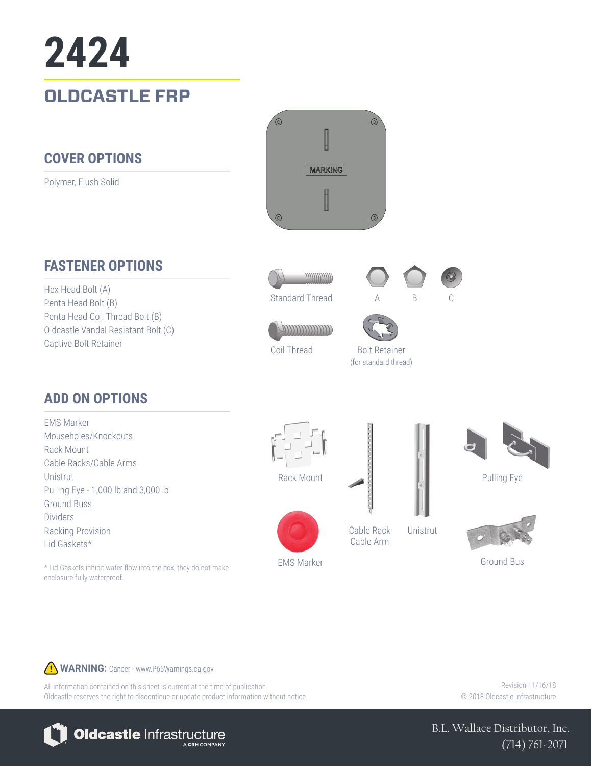# 2424

## OLDCASTLE FRP

### COVER OPTIONS

Polymer, Flush Solid

MARKING

### FASTENER OPTIONS

Hex Head Bolt (A)
Penta Head Bolt (B)
Penta Head Coil Thread Bolt (B)
Oldcastle Vandal Resistant Bolt (C)
Captive Bolt Retainer

Standard Thread

A

B

C

Coil Thread

Bolt Retainer
(for standard thread)

### ADD ON OPTIONS

EMS Marker
Mouseholes/Knockouts
Rack Mount
Cable Racks/Cable Arms
Unistrut
Pulling Eye - 1,000 lb and 3,000 lb
Ground Buss
Dividers
Racking Provision
Lid Gaskets*

* Lid Gaskets inhibit water flow into the box, they do not make enclosure fully waterproof.

Rack Mount

Pulling Eye

Cable Rack
Cable Arm

Unistrut

EMS Marker

Ground Bus

**WARNING:** Cancer - www.P65Warnings.ca.gov

All information contained on this sheet is current at the time of publication.
Oldcastle reserves the right to discontinue or update product information without notice.

Revision 11/16/18
© 2018 Oldcastle Infrastructure

Oldcastle Infrastructure
A CRH COMPANY

B.L. Wallace Distributor, Inc.
(714) 761-2071